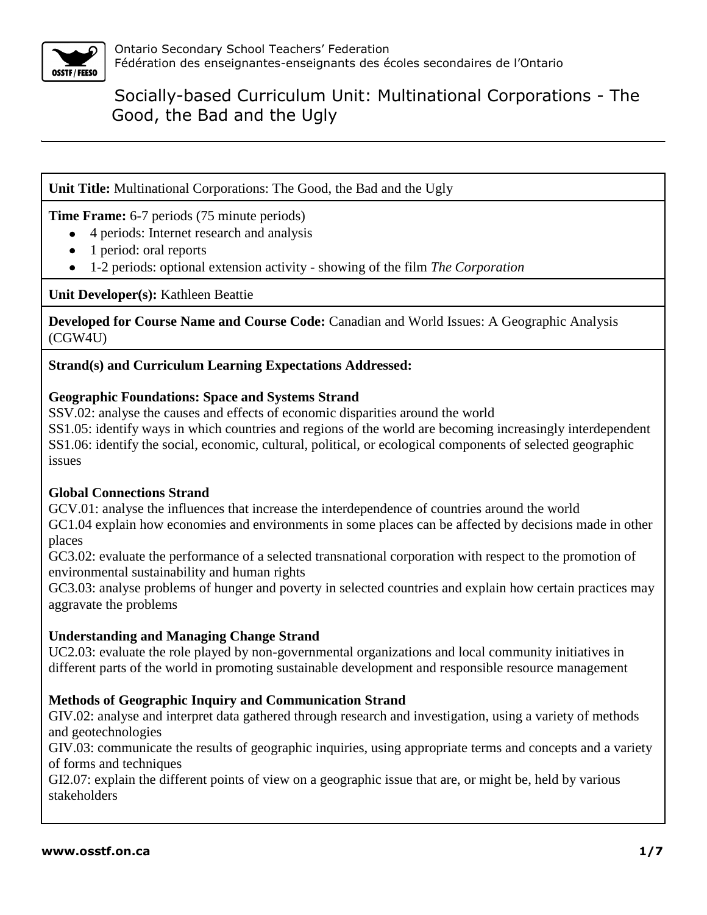Ontario Secondary School Teachers' Federation
Fédération des enseignantes-enseignants des écoles secondaires de l'Ontario

# Socially-based Curriculum Unit: Multinational Corporations - The Good, the Bad and the Ugly

**Unit Title:** Multinational Corporations: The Good, the Bad and the Ugly

**Time Frame:** 6-7 periods (75 minute periods)

- 4 periods: Internet research and analysis
- 1 period: oral reports
- 1-2 periods: optional extension activity - showing of the film *The Corporation*

**Unit Developer(s):** Kathleen Beattie

**Developed for Course Name and Course Code:** Canadian and World Issues: A Geographic Analysis (CGW4U)

**Strand(s) and Curriculum Learning Expectations Addressed:**

**Geographic Foundations: Space and Systems Strand**

SSV.02: analyse the causes and effects of economic disparities around the world
SS1.05: identify ways in which countries and regions of the world are becoming increasingly interdependent
SS1.06: identify the social, economic, cultural, political, or ecological components of selected geographic issues

**Global Connections Strand**

GCV.01: analyse the influences that increase the interdependence of countries around the world
GC1.04 explain how economies and environments in some places can be affected by decisions made in other places
GC3.02: evaluate the performance of a selected transnational corporation with respect to the promotion of environmental sustainability and human rights
GC3.03: analyse problems of hunger and poverty in selected countries and explain how certain practices may aggravate the problems

**Understanding and Managing Change Strand**

UC2.03: evaluate the role played by non-governmental organizations and local community initiatives in different parts of the world in promoting sustainable development and responsible resource management

**Methods of Geographic Inquiry and Communication Strand**

GIV.02: analyse and interpret data gathered through research and investigation, using a variety of methods and geotechnologies
GIV.03: communicate the results of geographic inquiries, using appropriate terms and concepts and a variety of forms and techniques
GI2.07: explain the different points of view on a geographic issue that are, or might be, held by various stakeholders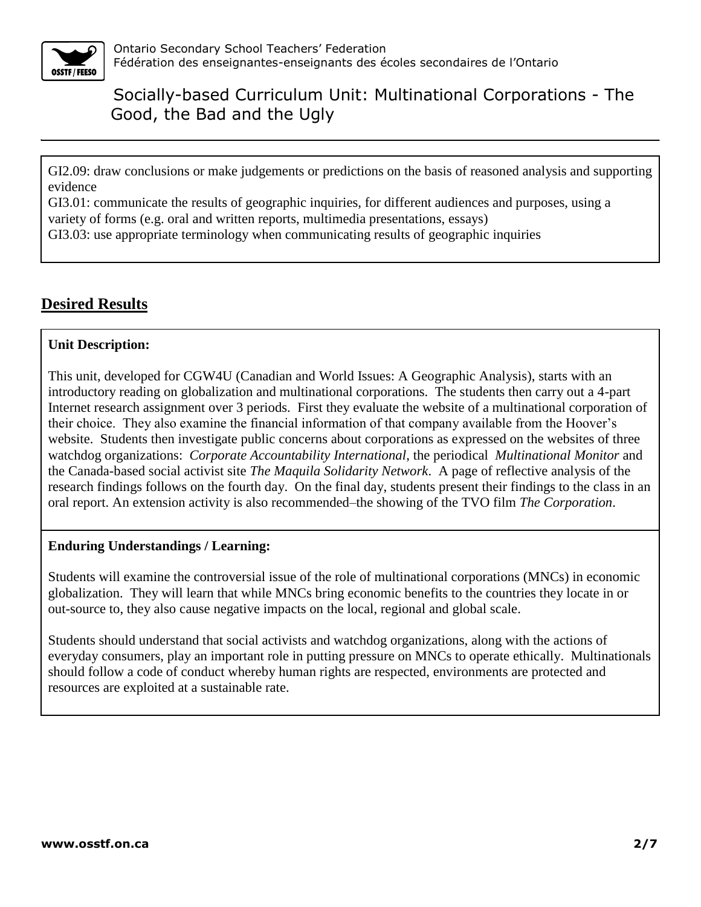GI2.09: draw conclusions or make judgements or predictions on the basis of reasoned analysis and supporting evidence
GI3.01: communicate the results of geographic inquiries, for different audiences and purposes, using a variety of forms (e.g. oral and written reports, multimedia presentations, essays)
GI3.03: use appropriate terminology when communicating results of geographic inquiries

## Desired Results

**Unit Description:**

This unit, developed for CGW4U (Canadian and World Issues: A Geographic Analysis), starts with an introductory reading on globalization and multinational corporations. The students then carry out a 4-part Internet research assignment over 3 periods. First they evaluate the website of a multinational corporation of their choice. They also examine the financial information of that company available from the Hoover's website. Students then investigate public concerns about corporations as expressed on the websites of three watchdog organizations: *Corporate Accountability International*, the periodical *Multinational Monitor* and the Canada-based social activist site *The Maquila Solidarity Network*. A page of reflective analysis of the research findings follows on the fourth day. On the final day, students present their findings to the class in an oral report. An extension activity is also recommended–the showing of the TVO film *The Corporation*.

**Enduring Understandings / Learning:**

Students will examine the controversial issue of the role of multinational corporations (MNCs) in economic globalization. They will learn that while MNCs bring economic benefits to the countries they locate in or out-source to, they also cause negative impacts on the local, regional and global scale.

Students should understand that social activists and watchdog organizations, along with the actions of everyday consumers, play an important role in putting pressure on MNCs to operate ethically. Multinationals should follow a code of conduct whereby human rights are respected, environments are protected and resources are exploited at a sustainable rate.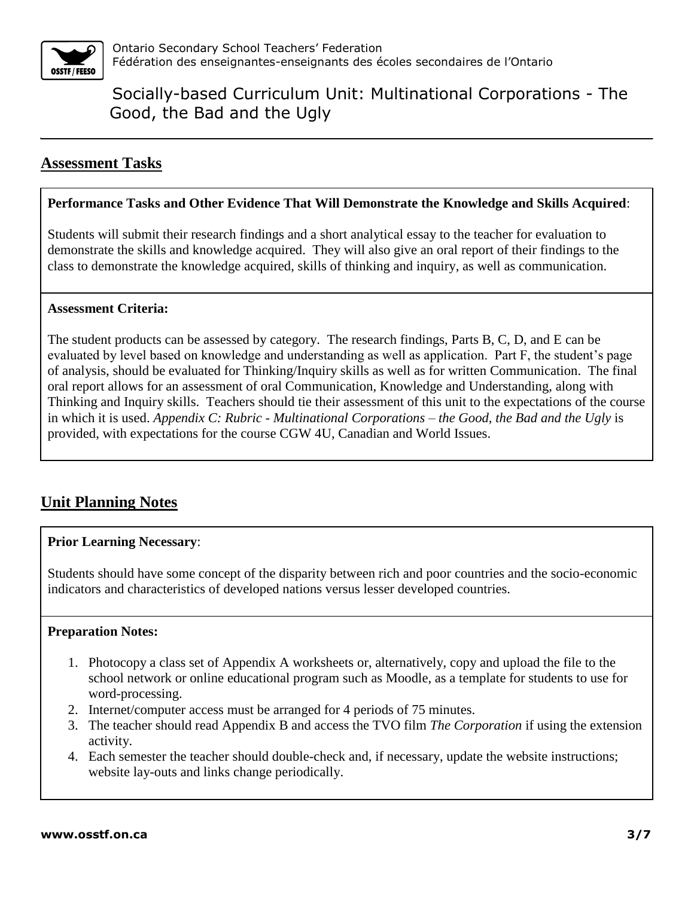## Assessment Tasks

**Performance Tasks and Other Evidence That Will Demonstrate the Knowledge and Skills Acquired**:

Students will submit their research findings and a short analytical essay to the teacher for evaluation to demonstrate the skills and knowledge acquired. They will also give an oral report of their findings to the class to demonstrate the knowledge acquired, skills of thinking and inquiry, as well as communication.

**Assessment Criteria:**

The student products can be assessed by category. The research findings, Parts B, C, D, and E can be evaluated by level based on knowledge and understanding as well as application. Part F, the student's page of analysis, should be evaluated for Thinking/Inquiry skills as well as for written Communication. The final oral report allows for an assessment of oral Communication, Knowledge and Understanding, along with Thinking and Inquiry skills. Teachers should tie their assessment of this unit to the expectations of the course in which it is used. *Appendix C: Rubric - Multinational Corporations – the Good, the Bad and the Ugly* is provided, with expectations for the course CGW 4U, Canadian and World Issues.

## Unit Planning Notes

**Prior Learning Necessary**:

Students should have some concept of the disparity between rich and poor countries and the socio-economic indicators and characteristics of developed nations versus lesser developed countries.

**Preparation Notes:**

1. Photocopy a class set of Appendix A worksheets or, alternatively, copy and upload the file to the school network or online educational program such as Moodle, as a template for students to use for word-processing.
2. Internet/computer access must be arranged for 4 periods of 75 minutes.
3. The teacher should read Appendix B and access the TVO film *The Corporation* if using the extension activity.
4. Each semester the teacher should double-check and, if necessary, update the website instructions; website lay-outs and links change periodically.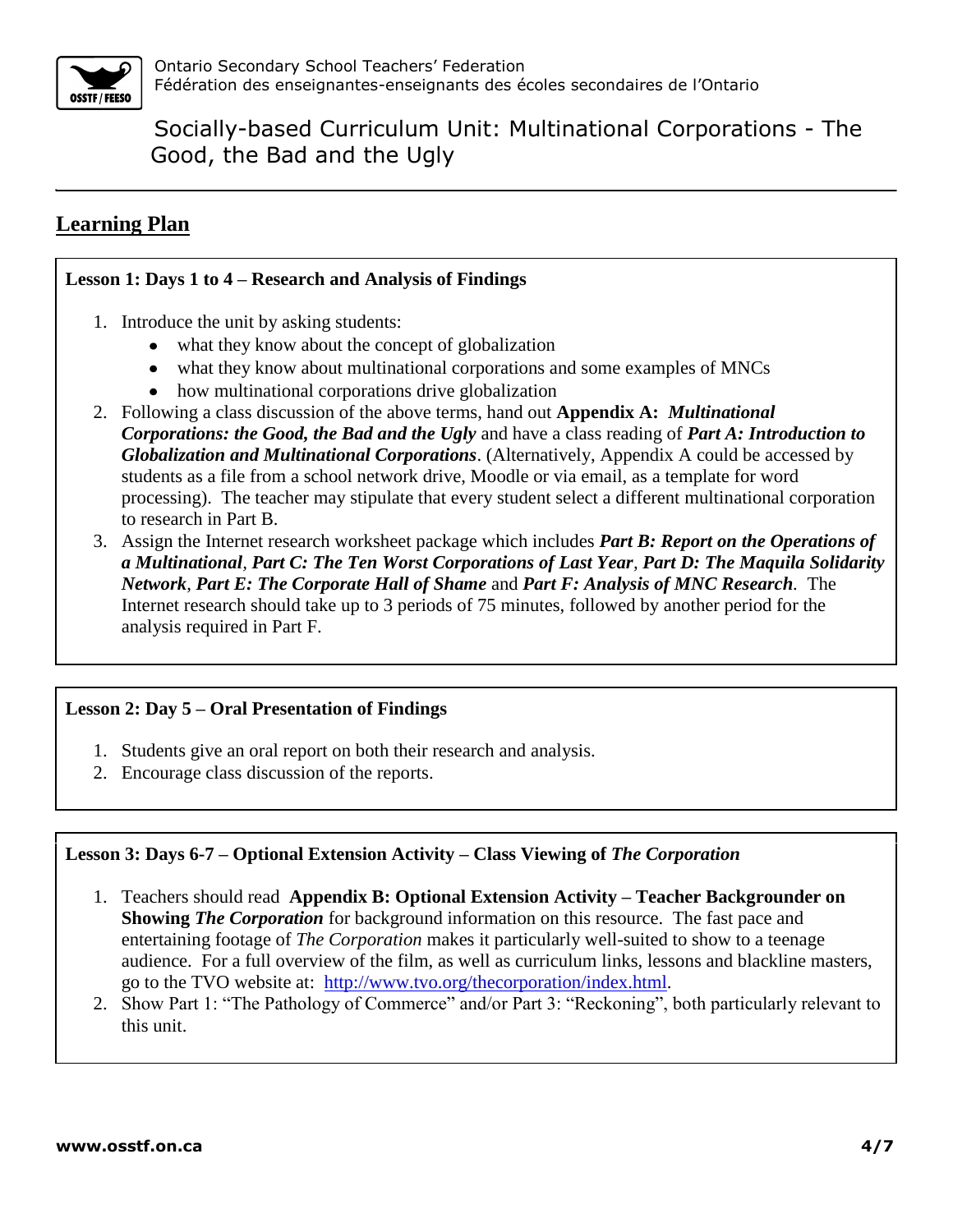## Learning Plan

**Lesson 1: Days 1 to 4 – Research and Analysis of Findings**

1. Introduce the unit by asking students:
   - what they know about the concept of globalization
   - what they know about multinational corporations and some examples of MNCs
   - how multinational corporations drive globalization
2. Following a class discussion of the above terms, hand out **Appendix A:** ***Multinational Corporations: the Good, the Bad and the Ugly*** and have a class reading of ***Part A: Introduction to Globalization and Multinational Corporations***. (Alternatively, Appendix A could be accessed by students as a file from a school network drive, Moodle or via email, as a template for word processing). The teacher may stipulate that every student select a different multinational corporation to research in Part B.
3. Assign the Internet research worksheet package which includes ***Part B: Report on the Operations of a Multinational***, ***Part C: The Ten Worst Corporations of Last Year***, ***Part D: The Maquila Solidarity Network***, ***Part E: The Corporate Hall of Shame*** and ***Part F: Analysis of MNC Research***. The Internet research should take up to 3 periods of 75 minutes, followed by another period for the analysis required in Part F.

**Lesson 2: Day 5 – Oral Presentation of Findings**

1. Students give an oral report on both their research and analysis.
2. Encourage class discussion of the reports.

**Lesson 3: Days 6-7 – Optional Extension Activity – Class Viewing of *The Corporation***

1. Teachers should read **Appendix B: Optional Extension Activity – Teacher Backgrounder on Showing *The Corporation*** for background information on this resource. The fast pace and entertaining footage of *The Corporation* makes it particularly well-suited to show to a teenage audience. For a full overview of the film, as well as curriculum links, lessons and blackline masters, go to the TVO website at: [http://www.tvo.org/thecorporation/index.html](http://www.tvo.org/thecorporation/index.html).
2. Show Part 1: "The Pathology of Commerce" and/or Part 3: "Reckoning", both particularly relevant to this unit.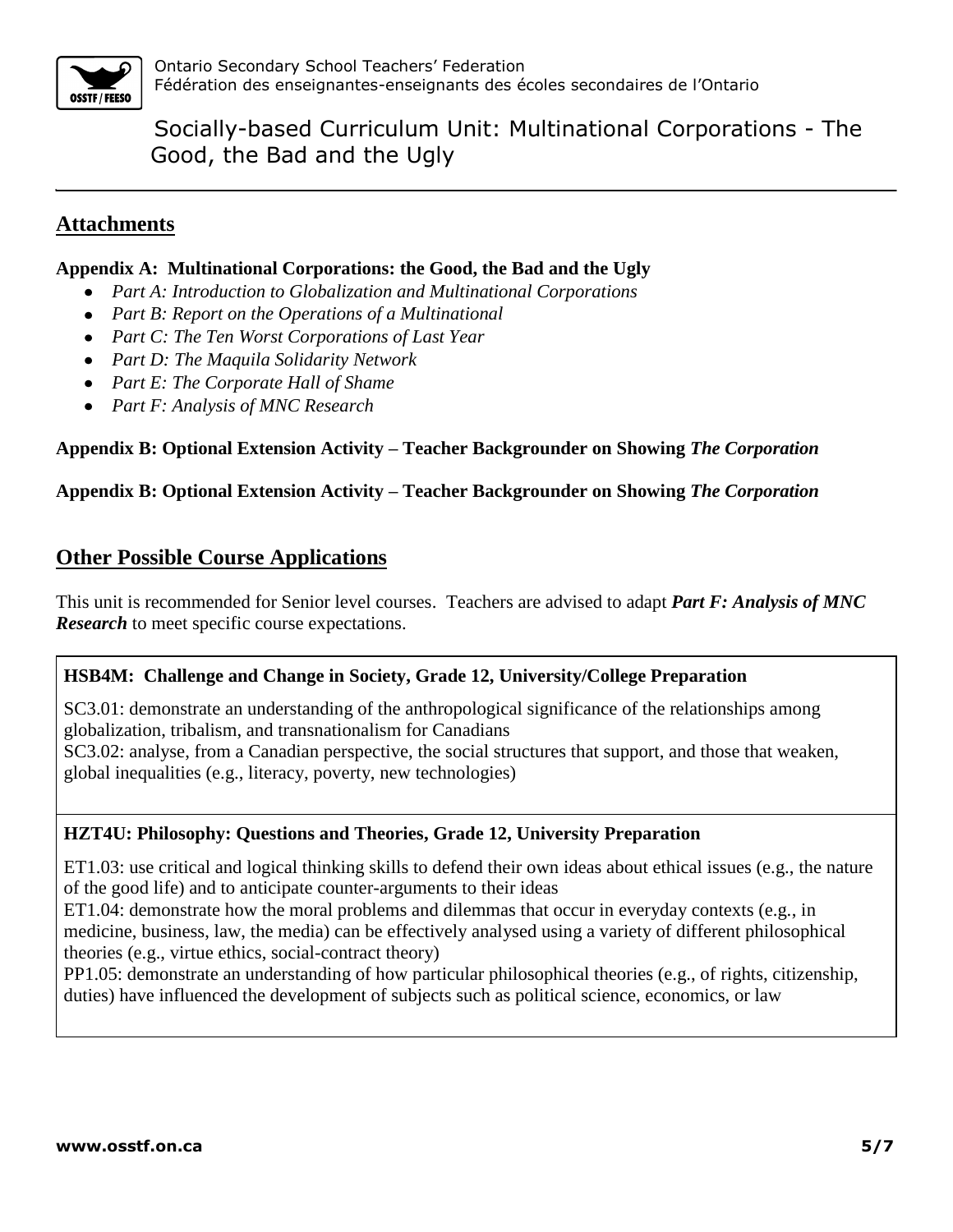## Attachments

**Appendix A: Multinational Corporations: the Good, the Bad and the Ugly**

- *Part A: Introduction to Globalization and Multinational Corporations*
- *Part B: Report on the Operations of a Multinational*
- *Part C: The Ten Worst Corporations of Last Year*
- *Part D: The Maquila Solidarity Network*
- *Part E: The Corporate Hall of Shame*
- *Part F: Analysis of MNC Research*

**Appendix B: Optional Extension Activity – Teacher Backgrounder on Showing *The Corporation***

**Appendix B: Optional Extension Activity – Teacher Backgrounder on Showing *The Corporation***

## Other Possible Course Applications

This unit is recommended for Senior level courses. Teachers are advised to adapt ***Part F: Analysis of MNC Research*** to meet specific course expectations.

**HSB4M: Challenge and Change in Society, Grade 12, University/College Preparation**

SC3.01: demonstrate an understanding of the anthropological significance of the relationships among globalization, tribalism, and transnationalism for Canadians
SC3.02: analyse, from a Canadian perspective, the social structures that support, and those that weaken, global inequalities (e.g., literacy, poverty, new technologies)

**HZT4U: Philosophy: Questions and Theories, Grade 12, University Preparation**

ET1.03: use critical and logical thinking skills to defend their own ideas about ethical issues (e.g., the nature of the good life) and to anticipate counter-arguments to their ideas
ET1.04: demonstrate how the moral problems and dilemmas that occur in everyday contexts (e.g., in medicine, business, law, the media) can be effectively analysed using a variety of different philosophical theories (e.g., virtue ethics, social-contract theory)
PP1.05: demonstrate an understanding of how particular philosophical theories (e.g., of rights, citizenship, duties) have influenced the development of subjects such as political science, economics, or law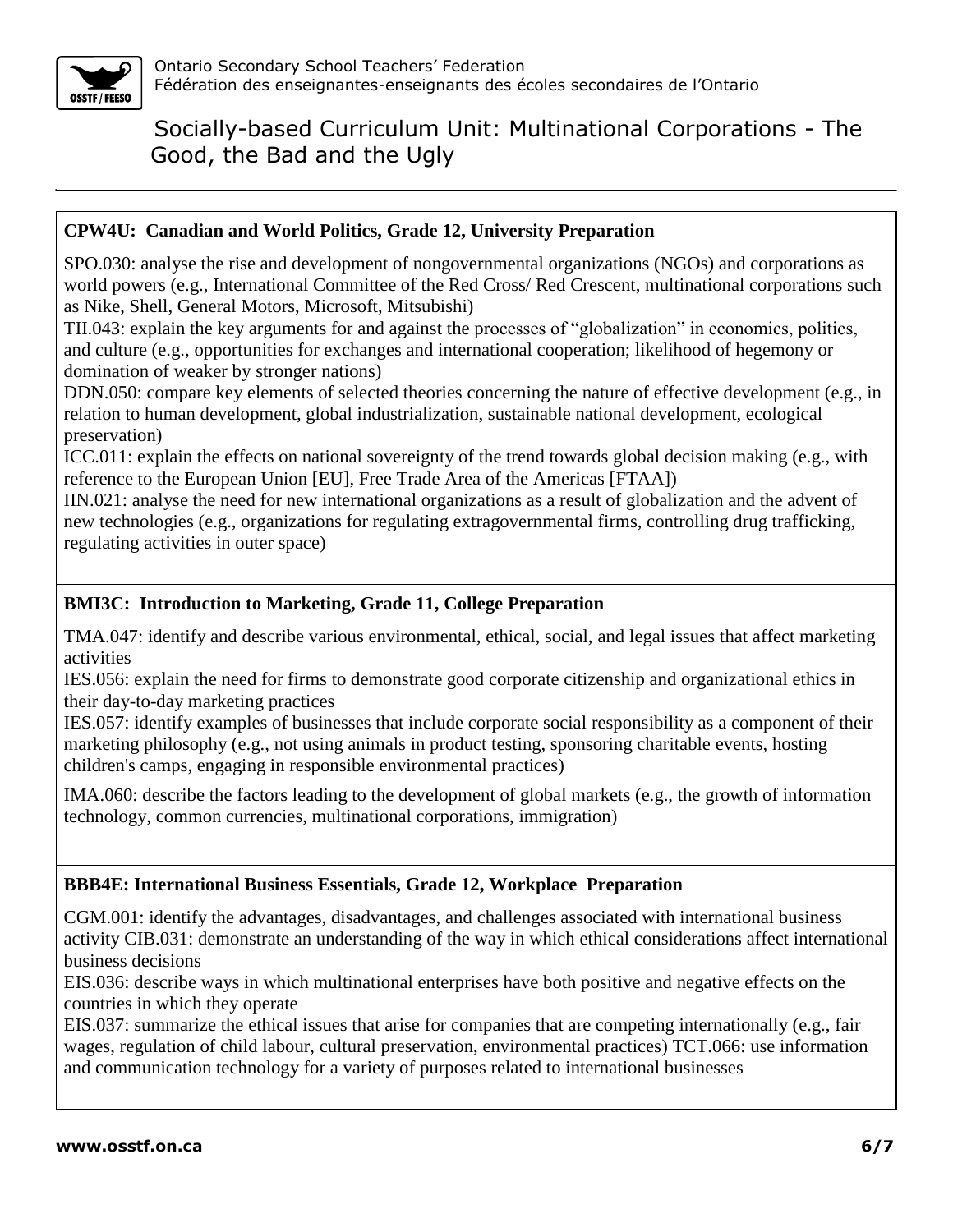**CPW4U: Canadian and World Politics, Grade 12, University Preparation**

SPO.030: analyse the rise and development of nongovernmental organizations (NGOs) and corporations as world powers (e.g., International Committee of the Red Cross/ Red Crescent, multinational corporations such as Nike, Shell, General Motors, Microsoft, Mitsubishi)
TII.043: explain the key arguments for and against the processes of "globalization" in economics, politics, and culture (e.g., opportunities for exchanges and international cooperation; likelihood of hegemony or domination of weaker by stronger nations)
DDN.050: compare key elements of selected theories concerning the nature of effective development (e.g., in relation to human development, global industrialization, sustainable national development, ecological preservation)
ICC.011: explain the effects on national sovereignty of the trend towards global decision making (e.g., with reference to the European Union [EU], Free Trade Area of the Americas [FTAA])
IIN.021: analyse the need for new international organizations as a result of globalization and the advent of new technologies (e.g., organizations for regulating extragovernmental firms, controlling drug trafficking, regulating activities in outer space)

**BMI3C: Introduction to Marketing, Grade 11, College Preparation**

TMA.047: identify and describe various environmental, ethical, social, and legal issues that affect marketing activities
IES.056: explain the need for firms to demonstrate good corporate citizenship and organizational ethics in their day-to-day marketing practices
IES.057: identify examples of businesses that include corporate social responsibility as a component of their marketing philosophy (e.g., not using animals in product testing, sponsoring charitable events, hosting children's camps, engaging in responsible environmental practices)

IMA.060: describe the factors leading to the development of global markets (e.g., the growth of information technology, common currencies, multinational corporations, immigration)

**BBB4E: International Business Essentials, Grade 12, Workplace Preparation**

CGM.001: identify the advantages, disadvantages, and challenges associated with international business activity CIB.031: demonstrate an understanding of the way in which ethical considerations affect international business decisions
EIS.036: describe ways in which multinational enterprises have both positive and negative effects on the countries in which they operate
EIS.037: summarize the ethical issues that arise for companies that are competing internationally (e.g., fair wages, regulation of child labour, cultural preservation, environmental practices) TCT.066: use information and communication technology for a variety of purposes related to international businesses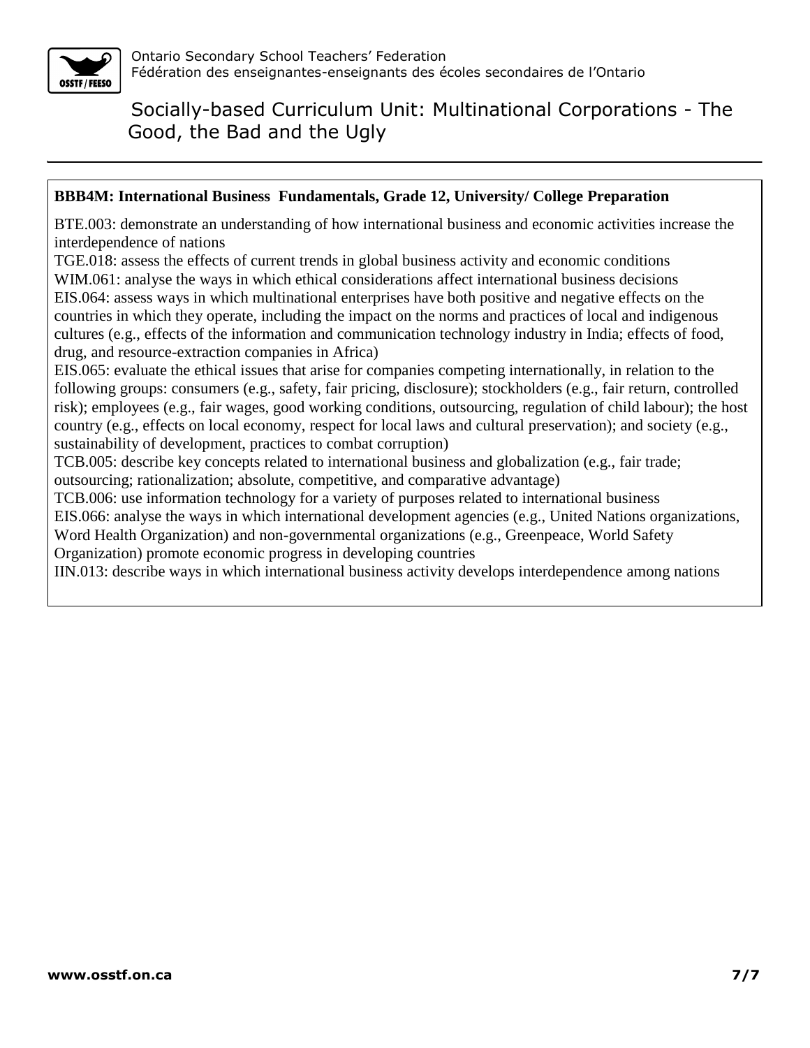**BBB4M: International Business Fundamentals, Grade 12, University/ College Preparation**

BTE.003: demonstrate an understanding of how international business and economic activities increase the interdependence of nations

TGE.018: assess the effects of current trends in global business activity and economic conditions

WIM.061: analyse the ways in which ethical considerations affect international business decisions

EIS.064: assess ways in which multinational enterprises have both positive and negative effects on the countries in which they operate, including the impact on the norms and practices of local and indigenous cultures (e.g., effects of the information and communication technology industry in India; effects of food, drug, and resource-extraction companies in Africa)

EIS.065: evaluate the ethical issues that arise for companies competing internationally, in relation to the following groups: consumers (e.g., safety, fair pricing, disclosure); stockholders (e.g., fair return, controlled risk); employees (e.g., fair wages, good working conditions, outsourcing, regulation of child labour); the host country (e.g., effects on local economy, respect for local laws and cultural preservation); and society (e.g., sustainability of development, practices to combat corruption)

TCB.005: describe key concepts related to international business and globalization (e.g., fair trade; outsourcing; rationalization; absolute, competitive, and comparative advantage)

TCB.006: use information technology for a variety of purposes related to international business

EIS.066: analyse the ways in which international development agencies (e.g., United Nations organizations, Word Health Organization) and non-governmental organizations (e.g., Greenpeace, World Safety Organization) promote economic progress in developing countries

IIN.013: describe ways in which international business activity develops interdependence among nations